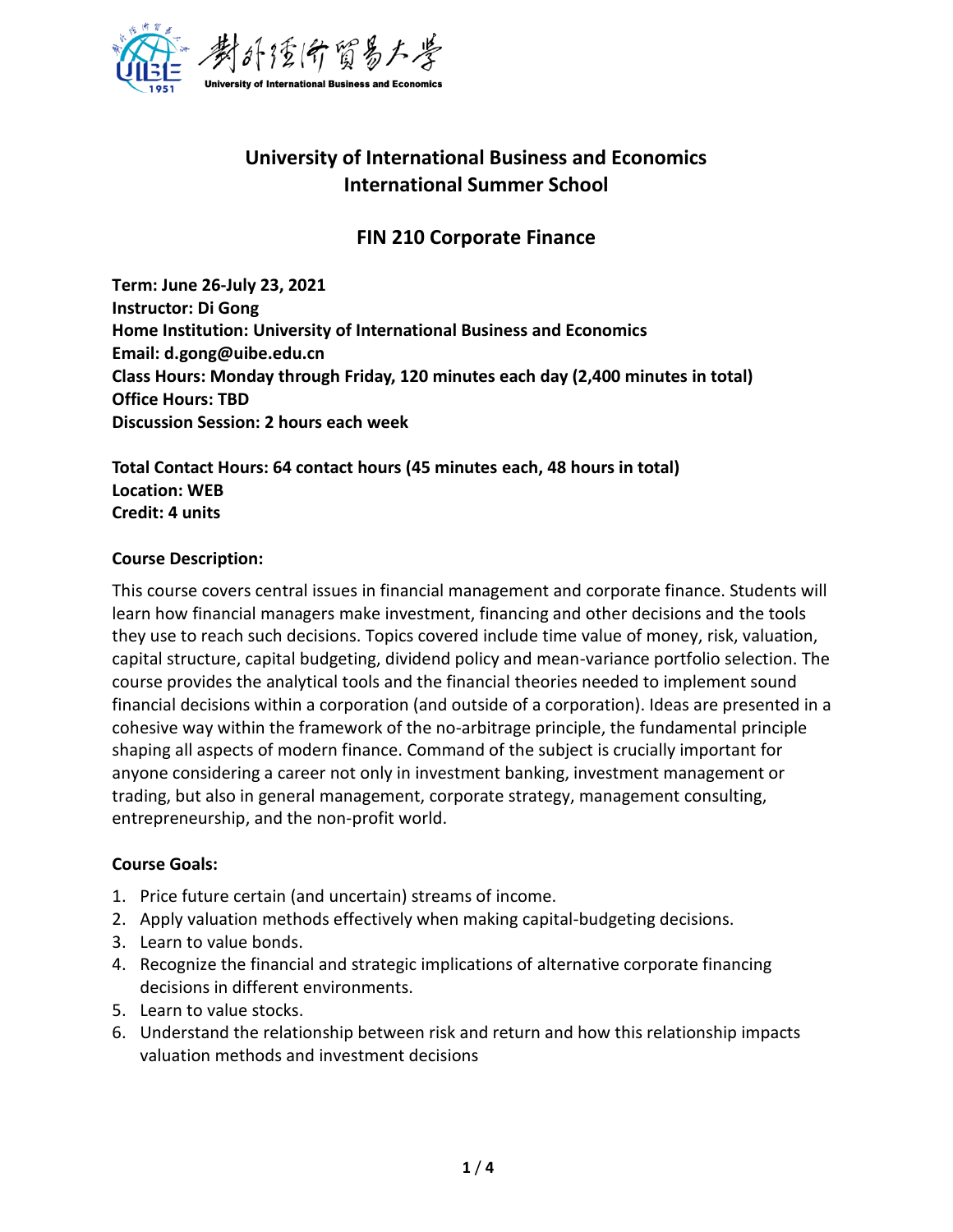# University of International Business and Economics
# International Summer School

## FIN 210 Corporate Finance

**Term: June 26-July 23, 2021**
**Instructor: Di Gong**
**Home Institution: University of International Business and Economics**
**Email: d.gong@uibe.edu.cn**
**Class Hours: Monday through Friday, 120 minutes each day (2,400 minutes in total)**
**Office Hours: TBD**
**Discussion Session: 2 hours each week**

**Total Contact Hours: 64 contact hours (45 minutes each, 48 hours in total)**
**Location: WEB**
**Credit: 4 units**

**Course Description:**

This course covers central issues in financial management and corporate finance. Students will learn how financial managers make investment, financing and other decisions and the tools they use to reach such decisions. Topics covered include time value of money, risk, valuation, capital structure, capital budgeting, dividend policy and mean-variance portfolio selection. The course provides the analytical tools and the financial theories needed to implement sound financial decisions within a corporation (and outside of a corporation). Ideas are presented in a cohesive way within the framework of the no-arbitrage principle, the fundamental principle shaping all aspects of modern finance. Command of the subject is crucially important for anyone considering a career not only in investment banking, investment management or trading, but also in general management, corporate strategy, management consulting, entrepreneurship, and the non-profit world.

**Course Goals:**

1. Price future certain (and uncertain) streams of income.
2. Apply valuation methods effectively when making capital-budgeting decisions.
3. Learn to value bonds.
4. Recognize the financial and strategic implications of alternative corporate financing decisions in different environments.
5. Learn to value stocks.
6. Understand the relationship between risk and return and how this relationship impacts valuation methods and investment decisions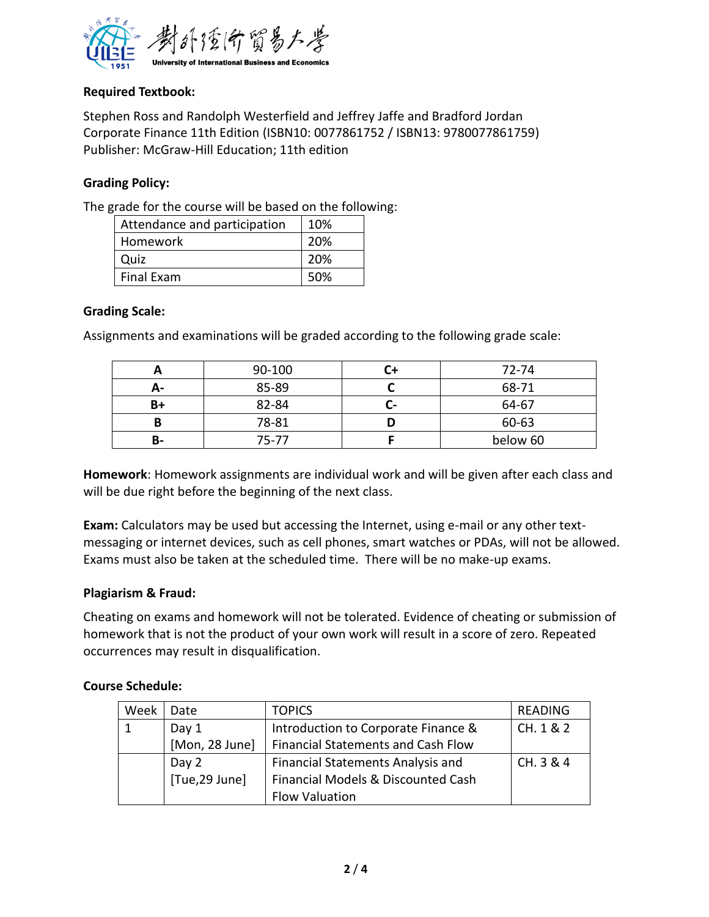**Required Textbook:**

Stephen Ross and Randolph Westerfield and Jeffrey Jaffe and Bradford Jordan
Corporate Finance 11th Edition (ISBN10: 0077861752 / ISBN13: 9780077861759)
Publisher: McGraw-Hill Education; 11th edition

**Grading Policy:**

The grade for the course will be based on the following:

| Component | Weight |
|---|---|
| Attendance and participation | 10% |
| Homework | 20% |
| Quiz | 20% |
| Final Exam | 50% |

**Grading Scale:**

Assignments and examinations will be graded according to the following grade scale:

| Grade | Score | Grade | Score |
|---|---|---|---|
| **A** | 90-100 | **C+** | 72-74 |
| **A-** | 85-89 | **C** | 68-71 |
| **B+** | 82-84 | **C-** | 64-67 |
| **B** | 78-81 | **D** | 60-63 |
| **B-** | 75-77 | **F** | below 60 |

**Homework**: Homework assignments are individual work and will be given after each class and will be due right before the beginning of the next class.

**Exam:** Calculators may be used but accessing the Internet, using e-mail or any other text-messaging or internet devices, such as cell phones, smart watches or PDAs, will not be allowed. Exams must also be taken at the scheduled time. There will be no make-up exams.

**Plagiarism & Fraud:**

Cheating on exams and homework will not be tolerated. Evidence of cheating or submission of homework that is not the product of your own work will result in a score of zero. Repeated occurrences may result in disqualification.

**Course Schedule:**

| Week | Date | TOPICS | READING |
|---|---|---|---|
| 1 | Day 1 [Mon, 28 June] | Introduction to Corporate Finance & Financial Statements and Cash Flow | CH. 1 & 2 |
| | Day 2 [Tue,29 June] | Financial Statements Analysis and Financial Models & Discounted Cash Flow Valuation | CH. 3 & 4 |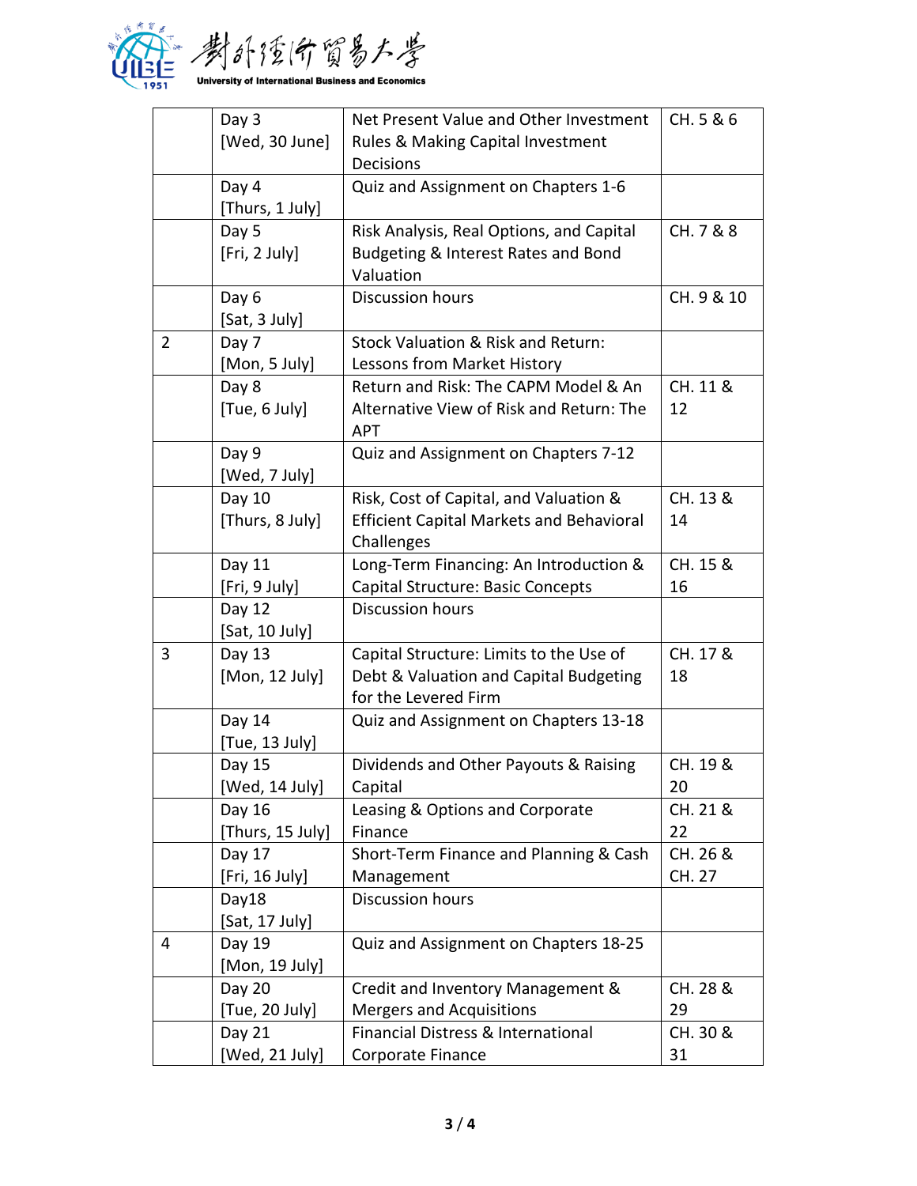| | | | |
|---|---|---|---|
| | Day 3 [Wed, 30 June] | Net Present Value and Other Investment Rules & Making Capital Investment Decisions | CH. 5 & 6 |
| | Day 4 [Thurs, 1 July] | Quiz and Assignment on Chapters 1-6 | |
| | Day 5 [Fri, 2 July] | Risk Analysis, Real Options, and Capital Budgeting & Interest Rates and Bond Valuation | CH. 7 & 8 |
| | Day 6 [Sat, 3 July] | Discussion hours | CH. 9 & 10 |
| 2 | Day 7 [Mon, 5 July] | Stock Valuation & Risk and Return: Lessons from Market History | |
| | Day 8 [Tue, 6 July] | Return and Risk: The CAPM Model & An Alternative View of Risk and Return: The APT | CH. 11 & 12 |
| | Day 9 [Wed, 7 July] | Quiz and Assignment on Chapters 7-12 | |
| | Day 10 [Thurs, 8 July] | Risk, Cost of Capital, and Valuation & Efficient Capital Markets and Behavioral Challenges | CH. 13 & 14 |
| | Day 11 [Fri, 9 July] | Long-Term Financing: An Introduction & Capital Structure: Basic Concepts | CH. 15 & 16 |
| | Day 12 [Sat, 10 July] | Discussion hours | |
| 3 | Day 13 [Mon, 12 July] | Capital Structure: Limits to the Use of Debt & Valuation and Capital Budgeting for the Levered Firm | CH. 17 & 18 |
| | Day 14 [Tue, 13 July] | Quiz and Assignment on Chapters 13-18 | |
| | Day 15 [Wed, 14 July] | Dividends and Other Payouts & Raising Capital | CH. 19 & 20 |
| | Day 16 [Thurs, 15 July] | Leasing & Options and Corporate Finance | CH. 21 & 22 |
| | Day 17 [Fri, 16 July] | Short-Term Finance and Planning & Cash Management | CH. 26 & CH. 27 |
| | Day18 [Sat, 17 July] | Discussion hours | |
| 4 | Day 19 [Mon, 19 July] | Quiz and Assignment on Chapters 18-25 | |
| | Day 20 [Tue, 20 July] | Credit and Inventory Management & Mergers and Acquisitions | CH. 28 & 29 |
| | Day 21 [Wed, 21 July] | Financial Distress & International Corporate Finance | CH. 30 & 31 |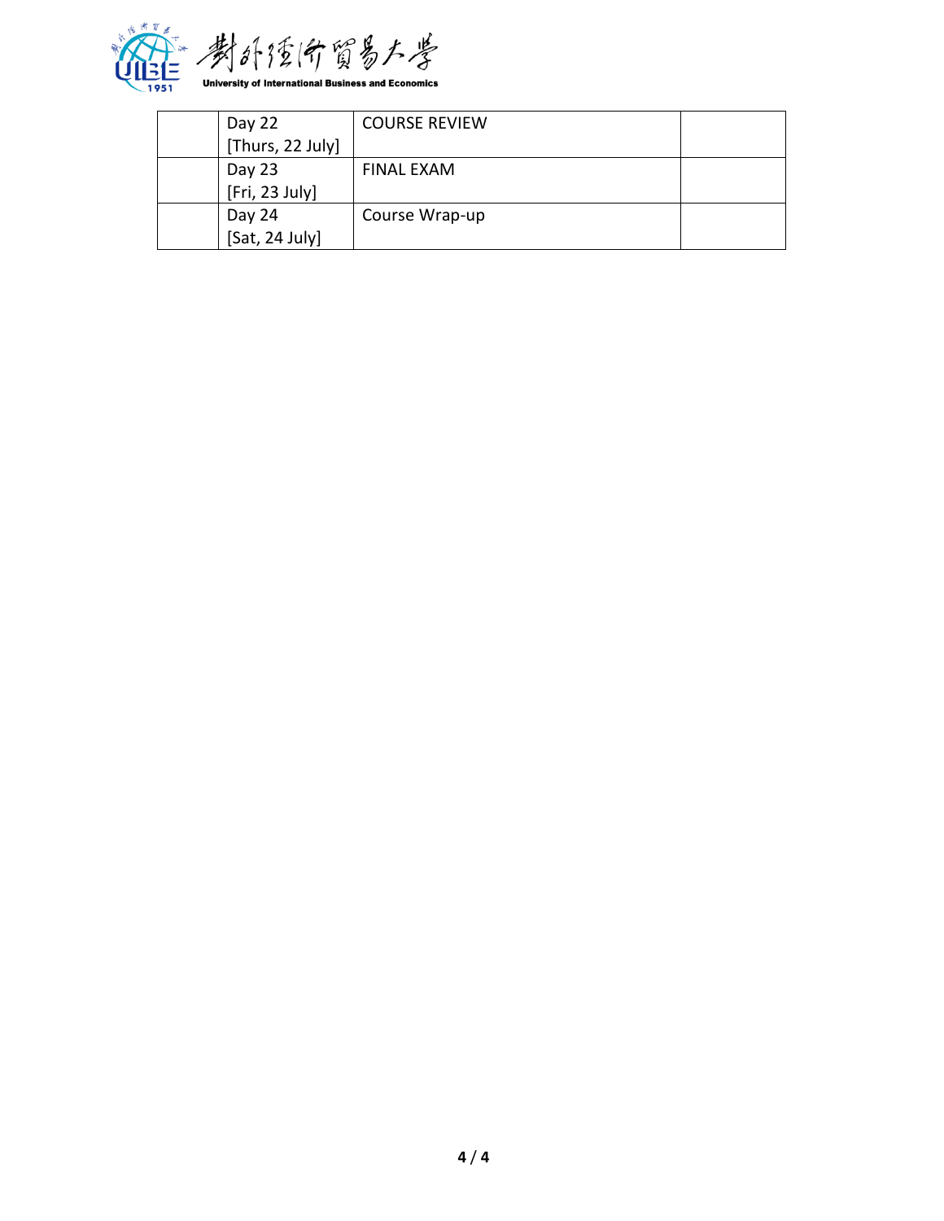| | | | |
|---|---|---|---|
| | Day 22 [Thurs, 22 July] | COURSE REVIEW | |
| | Day 23 [Fri, 23 July] | FINAL EXAM | |
| | Day 24 [Sat, 24 July] | Course Wrap-up | |